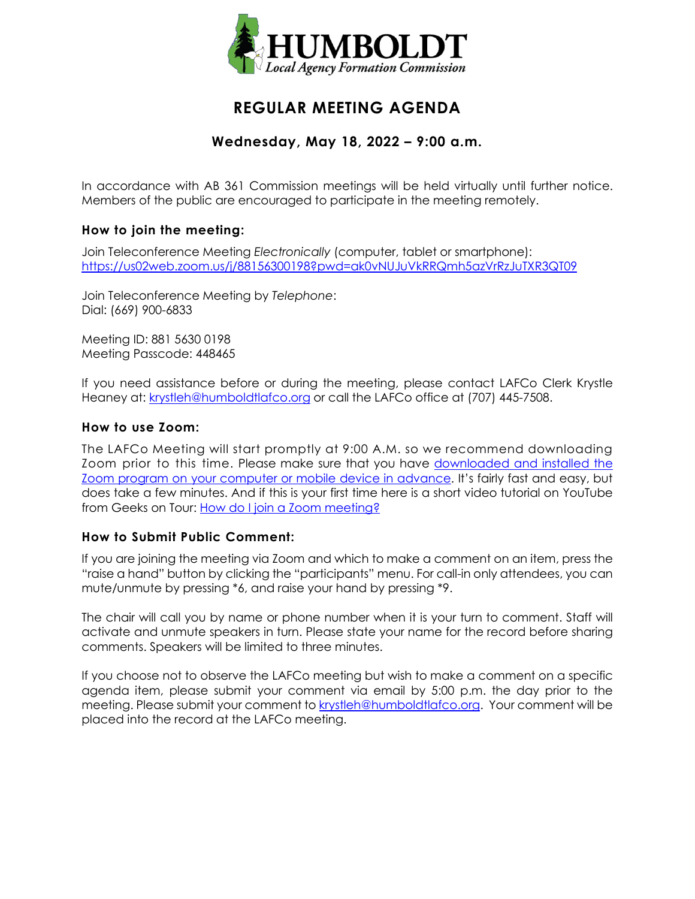# HUMBOLDT
*Local Agency Formation Commission*

## REGULAR MEETING AGENDA

### Wednesday, May 18, 2022 – 9:00 a.m.

In accordance with AB 361 Commission meetings will be held virtually until further notice. Members of the public are encouraged to participate in the meeting remotely.

**How to join the meeting:**

Join Teleconference Meeting *Electronically* (computer, tablet or smartphone):
https://us02web.zoom.us/j/88156300198?pwd=ak0vNUJuVkRRQmh5azVrRzJuTXR3QT09

Join Teleconference Meeting by *Telephone*:
Dial: (669) 900-6833

Meeting ID: 881 5630 0198
Meeting Passcode: 448465

If you need assistance before or during the meeting, please contact LAFCo Clerk Krystle Heaney at: krystleh@humboldtlafco.org or call the LAFCo office at (707) 445-7508.

**How to use Zoom:**

The LAFCo Meeting will start promptly at 9:00 A.M. so we recommend downloading Zoom prior to this time. Please make sure that you have downloaded and installed the Zoom program on your computer or mobile device in advance. It's fairly fast and easy, but does take a few minutes. And if this is your first time here is a short video tutorial on YouTube from Geeks on Tour: How do I join a Zoom meeting?

**How to Submit Public Comment:**

If you are joining the meeting via Zoom and which to make a comment on an item, press the "raise a hand" button by clicking the "participants" menu. For call-in only attendees, you can mute/unmute by pressing *6, and raise your hand by pressing *9.

The chair will call you by name or phone number when it is your turn to comment. Staff will activate and unmute speakers in turn. Please state your name for the record before sharing comments. Speakers will be limited to three minutes.

If you choose not to observe the LAFCo meeting but wish to make a comment on a specific agenda item, please submit your comment via email by 5:00 p.m. the day prior to the meeting. Please submit your comment to krystleh@humboldtlafco.org. Your comment will be placed into the record at the LAFCo meeting.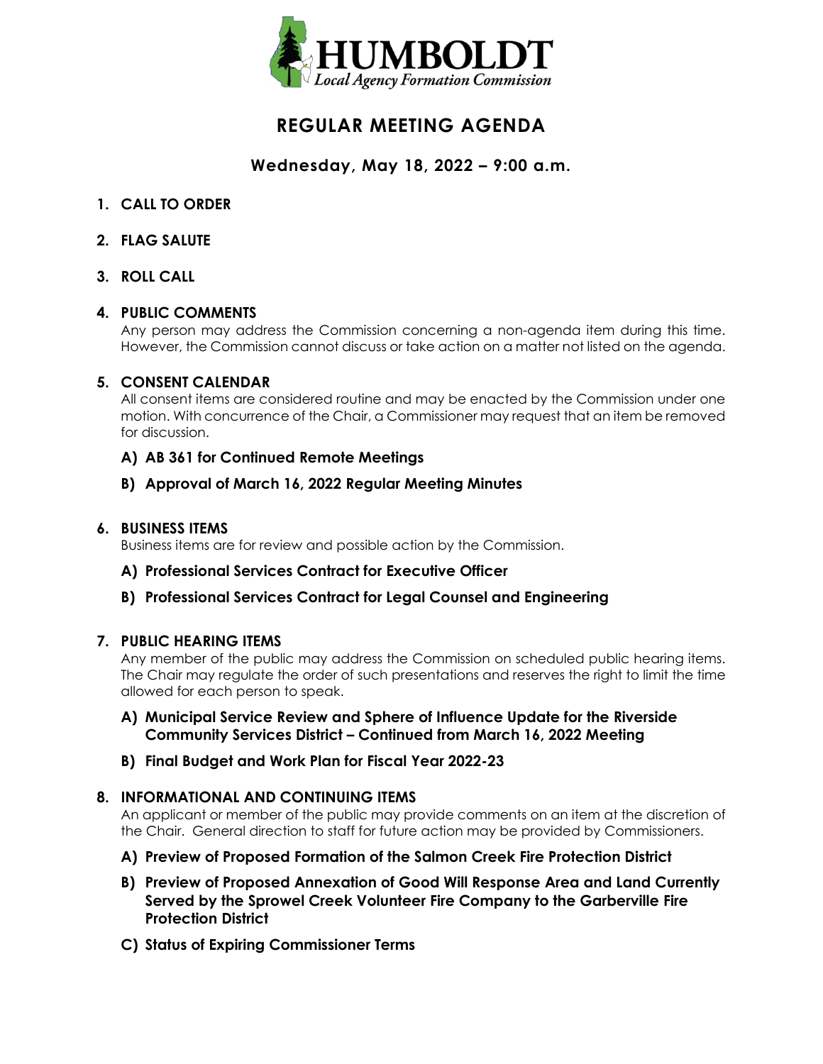# HUMBOLDT
*Local Agency Formation Commission*

## REGULAR MEETING AGENDA

### Wednesday, May 18, 2022 – 9:00 a.m.

**1. CALL TO ORDER**

**2. FLAG SALUTE**

**3. ROLL CALL**

**4. PUBLIC COMMENTS**

Any person may address the Commission concerning a non-agenda item during this time. However, the Commission cannot discuss or take action on a matter not listed on the agenda.

**5. CONSENT CALENDAR**

All consent items are considered routine and may be enacted by the Commission under one motion. With concurrence of the Chair, a Commissioner may request that an item be removed for discussion.

**A) AB 361 for Continued Remote Meetings**

**B) Approval of March 16, 2022 Regular Meeting Minutes**

**6. BUSINESS ITEMS**

Business items are for review and possible action by the Commission.

**A) Professional Services Contract for Executive Officer**

**B) Professional Services Contract for Legal Counsel and Engineering**

**7. PUBLIC HEARING ITEMS**

Any member of the public may address the Commission on scheduled public hearing items. The Chair may regulate the order of such presentations and reserves the right to limit the time allowed for each person to speak.

**A) Municipal Service Review and Sphere of Influence Update for the Riverside Community Services District – Continued from March 16, 2022 Meeting**

**B) Final Budget and Work Plan for Fiscal Year 2022-23**

**8. INFORMATIONAL AND CONTINUING ITEMS**

An applicant or member of the public may provide comments on an item at the discretion of the Chair. General direction to staff for future action may be provided by Commissioners.

**A) Preview of Proposed Formation of the Salmon Creek Fire Protection District**

**B) Preview of Proposed Annexation of Good Will Response Area and Land Currently Served by the Sprowel Creek Volunteer Fire Company to the Garberville Fire Protection District**

**C) Status of Expiring Commissioner Terms**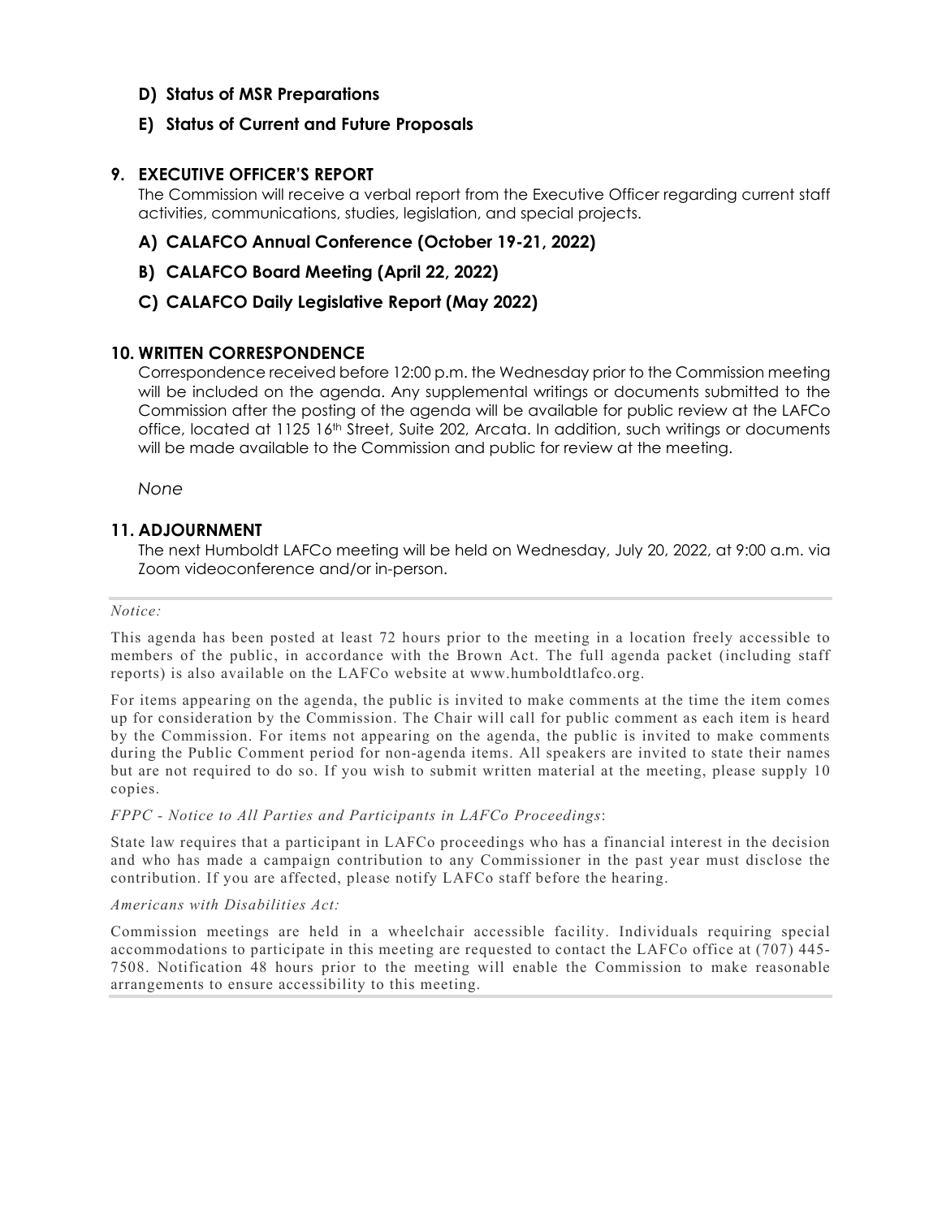### D) Status of MSR Preparations

### E) Status of Current and Future Proposals

## 9. EXECUTIVE OFFICER'S REPORT

The Commission will receive a verbal report from the Executive Officer regarding current staff activities, communications, studies, legislation, and special projects.

### A) CALAFCO Annual Conference (October 19-21, 2022)

### B) CALAFCO Board Meeting (April 22, 2022)

### C) CALAFCO Daily Legislative Report (May 2022)

## 10. WRITTEN CORRESPONDENCE

Correspondence received before 12:00 p.m. the Wednesday prior to the Commission meeting will be included on the agenda. Any supplemental writings or documents submitted to the Commission after the posting of the agenda will be available for public review at the LAFCo office, located at 1125 16th Street, Suite 202, Arcata. In addition, such writings or documents will be made available to the Commission and public for review at the meeting.

*None*

## 11. ADJOURNMENT

The next Humboldt LAFCo meeting will be held on Wednesday, July 20, 2022, at 9:00 a.m. via Zoom videoconference and/or in-person.

---

*Notice:*

This agenda has been posted at least 72 hours prior to the meeting in a location freely accessible to members of the public, in accordance with the Brown Act. The full agenda packet (including staff reports) is also available on the LAFCo website at www.humboldtlafco.org.

For items appearing on the agenda, the public is invited to make comments at the time the item comes up for consideration by the Commission. The Chair will call for public comment as each item is heard by the Commission. For items not appearing on the agenda, the public is invited to make comments during the Public Comment period for non-agenda items. All speakers are invited to state their names but are not required to do so. If you wish to submit written material at the meeting, please supply 10 copies.

*FPPC - Notice to All Parties and Participants in LAFCo Proceedings*:

State law requires that a participant in LAFCo proceedings who has a financial interest in the decision and who has made a campaign contribution to any Commissioner in the past year must disclose the contribution. If you are affected, please notify LAFCo staff before the hearing.

*Americans with Disabilities Act:*

Commission meetings are held in a wheelchair accessible facility. Individuals requiring special accommodations to participate in this meeting are requested to contact the LAFCo office at (707) 445-7508. Notification 48 hours prior to the meeting will enable the Commission to make reasonable arrangements to ensure accessibility to this meeting.